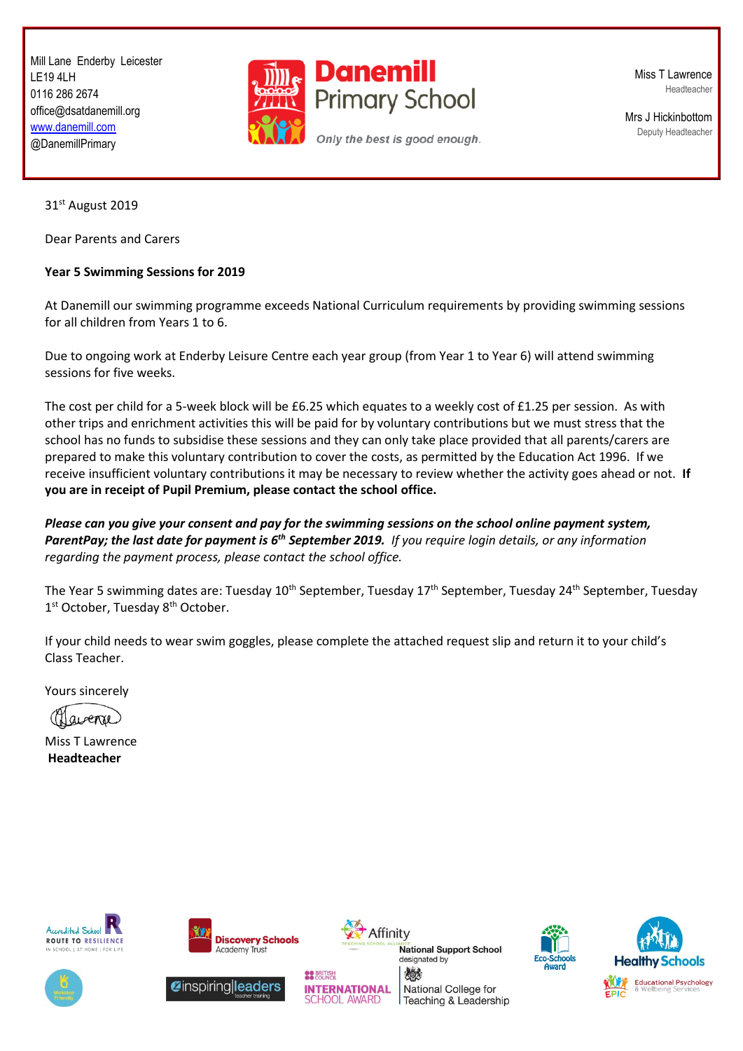Mill Lane Enderby Leicester
LE19 4LH
0116 286 2674
office@dsatdanemill.org
www.danemill.com
@DanemillPrimary

**Danemill Primary School**

*Only the best is good enough.*

Miss T Lawrence
Headteacher

Mrs J Hickinbottom
Deputy Headteacher

31st August 2019

Dear Parents and Carers

**Year 5 Swimming Sessions for 2019**

At Danemill our swimming programme exceeds National Curriculum requirements by providing swimming sessions for all children from Years 1 to 6.

Due to ongoing work at Enderby Leisure Centre each year group (from Year 1 to Year 6) will attend swimming sessions for five weeks.

The cost per child for a 5-week block will be £6.25 which equates to a weekly cost of £1.25 per session. As with other trips and enrichment activities this will be paid for by voluntary contributions but we must stress that the school has no funds to subsidise these sessions and they can only take place provided that all parents/carers are prepared to make this voluntary contribution to cover the costs, as permitted by the Education Act 1996. If we receive insufficient voluntary contributions it may be necessary to review whether the activity goes ahead or not. **If you are in receipt of Pupil Premium, please contact the school office.**

***Please can you give your consent and pay for the swimming sessions on the school online payment system, ParentPay; the last date for payment is 6th September 2019.*** *If you require login details, or any information regarding the payment process, please contact the school office.*

The Year 5 swimming dates are: Tuesday 10th September, Tuesday 17th September, Tuesday 24th September, Tuesday 1st October, Tuesday 8th October.

If your child needs to wear swim goggles, please complete the attached request slip and return it to your child's Class Teacher.

Yours sincerely

Miss T Lawrence
**Headteacher**

Accredited School ROUTE TO RESILIENCE — IN SCHOOL | AT HOME | FOR LIFE
Discovery Schools Academy Trust
Affinity Teaching School Alliance
National Support School designated by National College for Teaching & Leadership
Eco-Schools Award
Healthy Schools
Makaton Friendly
inspiring leaders teacher training
British Council INTERNATIONAL SCHOOL AWARD
EPIC Educational Psychology & Wellbeing Services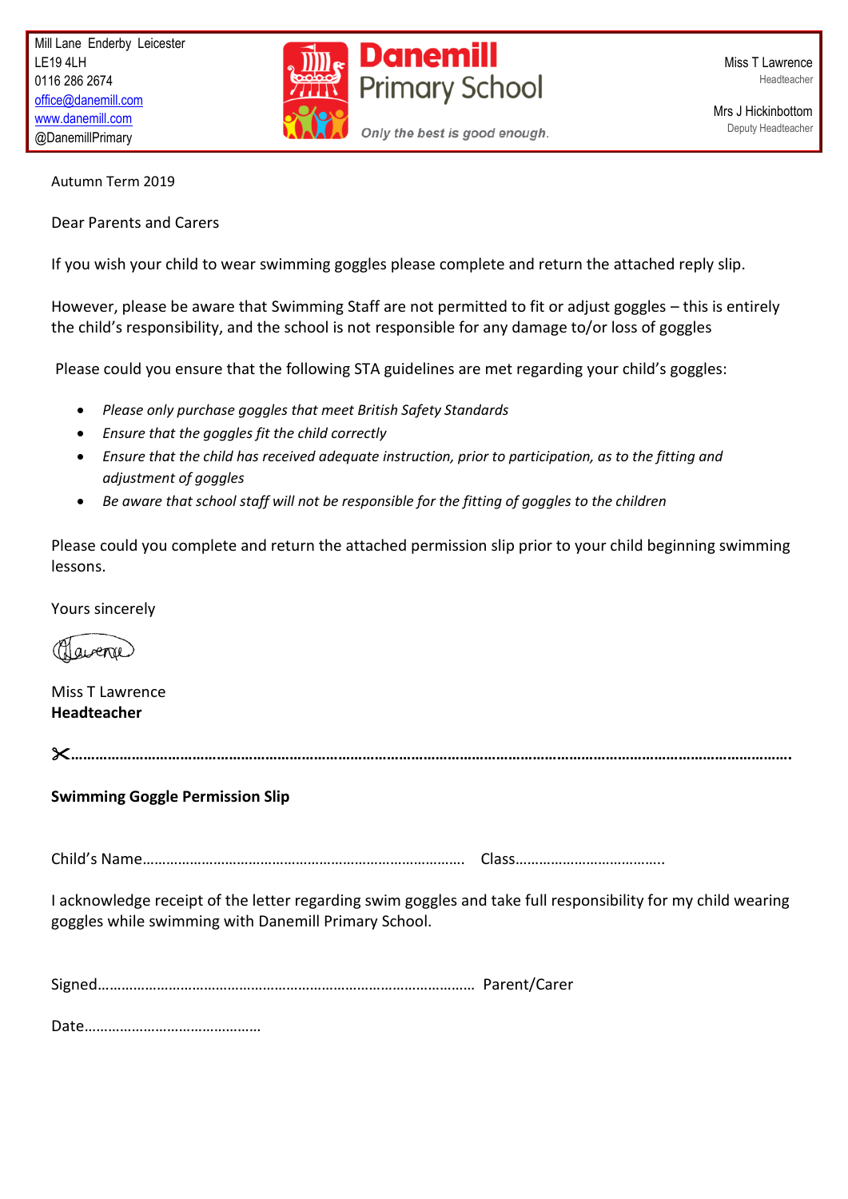Mill Lane Enderby Leicester
LE19 4LH
0116 286 2674
office@danemill.com
www.danemill.com
@DanemillPrimary

# Danemill Primary School

*Only the best is good enough.*

Miss T Lawrence
Headteacher

Mrs J Hickinbottom
Deputy Headteacher

Autumn Term 2019

Dear Parents and Carers

If you wish your child to wear swimming goggles please complete and return the attached reply slip.

However, please be aware that Swimming Staff are not permitted to fit or adjust goggles – this is entirely the child's responsibility, and the school is not responsible for any damage to/or loss of goggles

Please could you ensure that the following STA guidelines are met regarding your child's goggles:

- *Please only purchase goggles that meet British Safety Standards*
- *Ensure that the goggles fit the child correctly*
- *Ensure that the child has received adequate instruction, prior to participation, as to the fitting and adjustment of goggles*
- *Be aware that school staff will not be responsible for the fitting of goggles to the children*

Please could you complete and return the attached permission slip prior to your child beginning swimming lessons.

Yours sincerely

Miss T Lawrence
**Headteacher**

✂………………………………………………………………………………………………………………………………………………………….

**Swimming Goggle Permission Slip**

Child's Name……………………………………………………………………… Class………………………………..

I acknowledge receipt of the letter regarding swim goggles and take full responsibility for my child wearing goggles while swimming with Danemill Primary School.

Signed………………………………………………………………………………… Parent/Carer

Date………………………………………